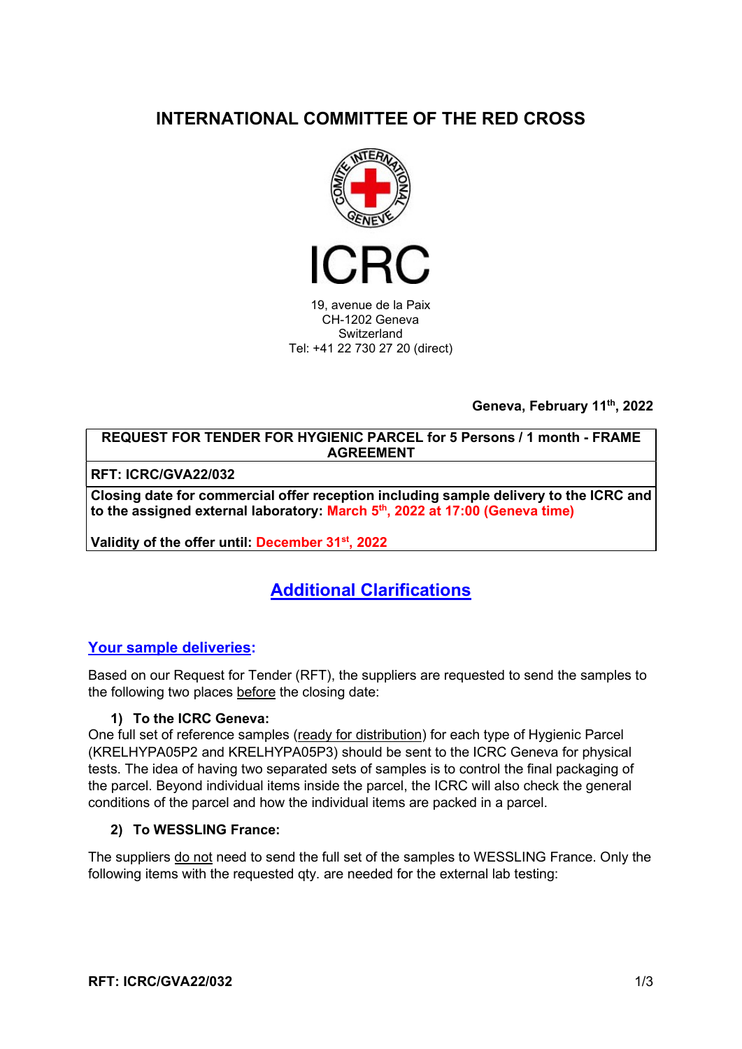# INTERNATIONAL COMMITTEE OF THE RED CROSS

ICRC

19, avenue de la Paix
CH-1202 Geneva
Switzerland
Tel: +41 22 730 27 20 (direct)

**Geneva, February 11th, 2022**

| **REQUEST FOR TENDER FOR HYGIENIC PARCEL for 5 Persons / 1 month - FRAME AGREEMENT** |
|---|
| **RFT: ICRC/GVA22/032** |
| **Closing date for commercial offer reception including sample delivery to the ICRC and to the assigned external laboratory: March 5th, 2022 at 17:00 (Geneva time)**<br><br>**Validity of the offer until: December 31st, 2022** |

## Additional Clarifications

### Your sample deliveries:

Based on our Request for Tender (RFT), the suppliers are requested to send the samples to the following two places before the closing date:

**1) To the ICRC Geneva:**

One full set of reference samples (ready for distribution) for each type of Hygienic Parcel (KRELHYPA05P2 and KRELHYPA05P3) should be sent to the ICRC Geneva for physical tests. The idea of having two separated sets of samples is to control the final packaging of the parcel. Beyond individual items inside the parcel, the ICRC will also check the general conditions of the parcel and how the individual items are packed in a parcel.

**2) To WESSLING France:**

The suppliers do not need to send the full set of the samples to WESSLING France. Only the following items with the requested qty. are needed for the external lab testing: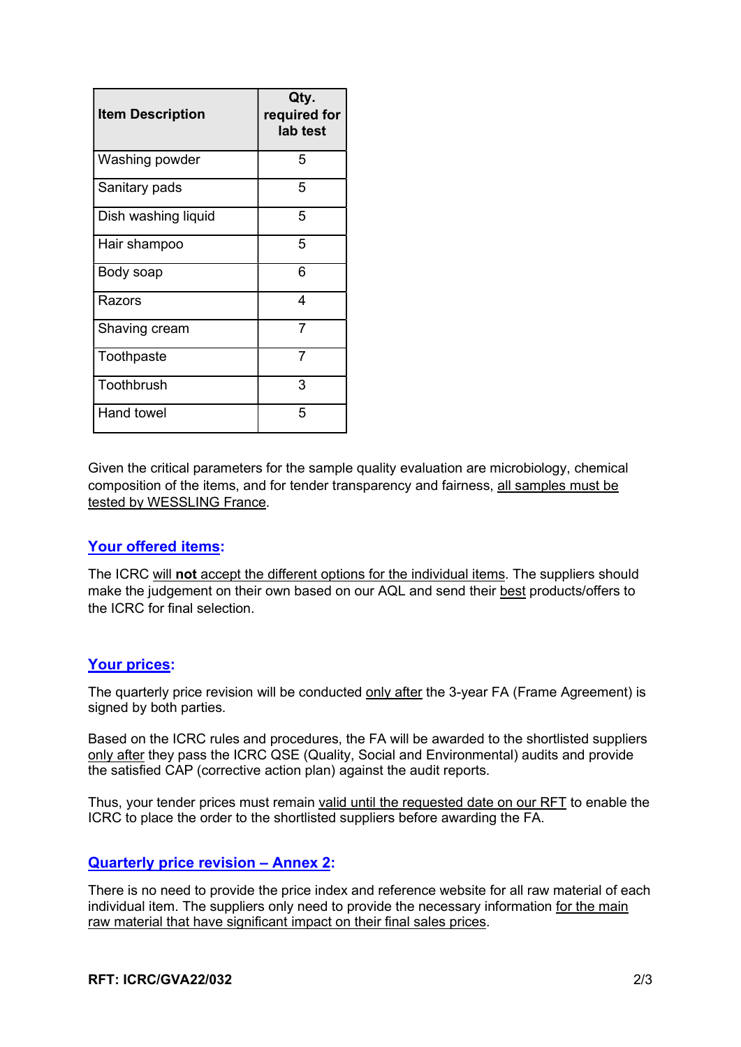| Item Description | Qty. required for lab test |
|---|---|
| Washing powder | 5 |
| Sanitary pads | 5 |
| Dish washing liquid | 5 |
| Hair shampoo | 5 |
| Body soap | 6 |
| Razors | 4 |
| Shaving cream | 7 |
| Toothpaste | 7 |
| Toothbrush | 3 |
| Hand towel | 5 |

Given the critical parameters for the sample quality evaluation are microbiology, chemical composition of the items, and for tender transparency and fairness, all samples must be tested by WESSLING France.

## Your offered items:

The ICRC will **not** accept the different options for the individual items. The suppliers should make the judgement on their own based on our AQL and send their best products/offers to the ICRC for final selection.

## Your prices:

The quarterly price revision will be conducted only after the 3-year FA (Frame Agreement) is signed by both parties.

Based on the ICRC rules and procedures, the FA will be awarded to the shortlisted suppliers only after they pass the ICRC QSE (Quality, Social and Environmental) audits and provide the satisfied CAP (corrective action plan) against the audit reports.

Thus, your tender prices must remain valid until the requested date on our RFT to enable the ICRC to place the order to the shortlisted suppliers before awarding the FA.

## Quarterly price revision – Annex 2:

There is no need to provide the price index and reference website for all raw material of each individual item. The suppliers only need to provide the necessary information for the main raw material that have significant impact on their final sales prices.

**RFT: ICRC/GVA22/032**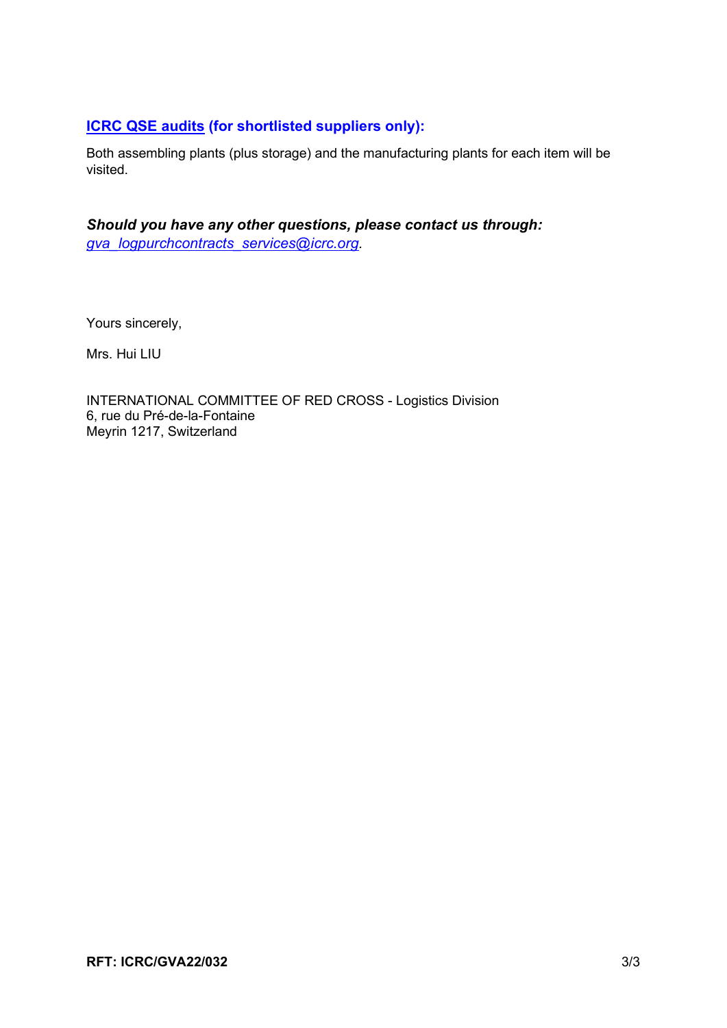### ICRC QSE audits (for shortlisted suppliers only):

Both assembling plants (plus storage) and the manufacturing plants for each item will be visited.

***Should you have any other questions, please contact us through:***
*gva_logpurchcontracts_services@icrc.org.*

Yours sincerely,

Mrs. Hui LIU

INTERNATIONAL COMMITTEE OF RED CROSS - Logistics Division
6, rue du Pré-de-la-Fontaine
Meyrin 1217, Switzerland

**RFT: ICRC/GVA22/032**